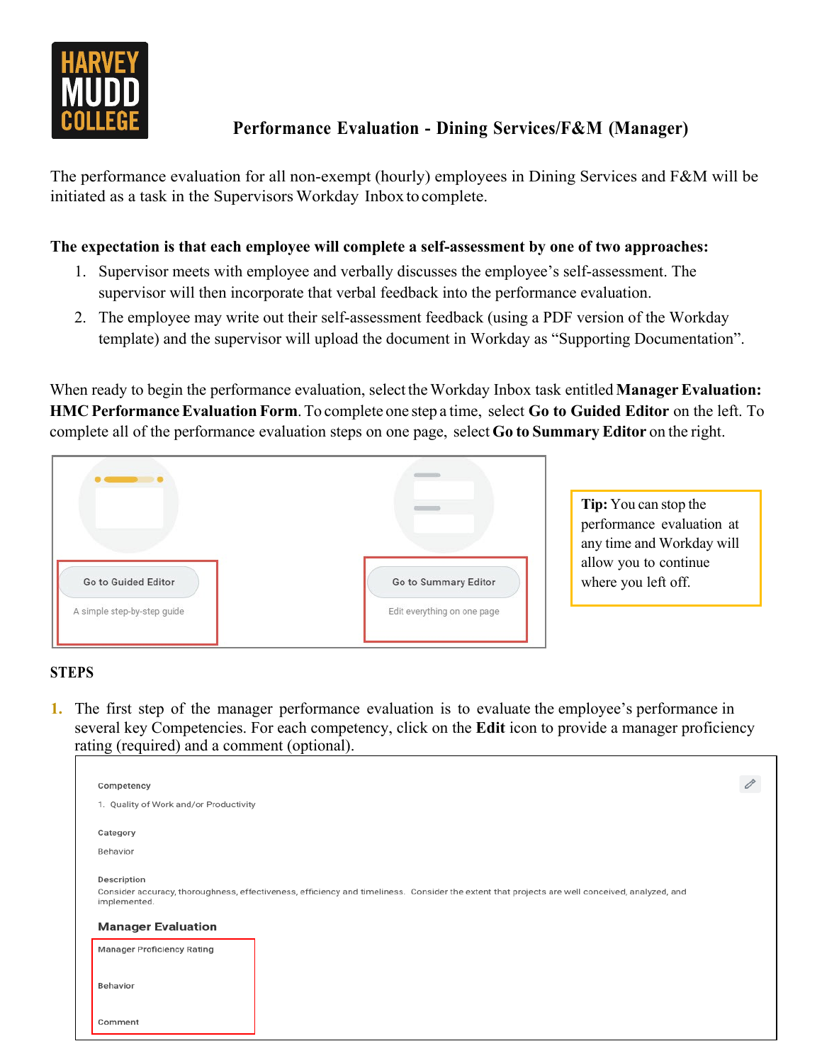# Performance Evaluation - Dining Services/F&M (Manager)

The performance evaluation for all non-exempt (hourly) employees in Dining Services and F&M will be initiated as a task in the Supervisors Workday Inbox to complete.

**The expectation is that each employee will complete a self-assessment by one of two approaches:**

1. Supervisor meets with employee and verbally discusses the employee's self-assessment. The supervisor will then incorporate that verbal feedback into the performance evaluation.
2. The employee may write out their self-assessment feedback (using a PDF version of the Workday template) and the supervisor will upload the document in Workday as "Supporting Documentation".

When ready to begin the performance evaluation, select the Workday Inbox task entitled **Manager Evaluation: HMC Performance Evaluation Form**. To complete one step a time, select **Go to Guided Editor** on the left. To complete all of the performance evaluation steps on one page, select **Go to Summary Editor** on the right.

Go to Guided Editor
A simple step-by-step guide

Go to Summary Editor
Edit everything on one page

**Tip:** You can stop the performance evaluation at any time and Workday will allow you to continue where you left off.

## STEPS

1. The first step of the manager performance evaluation is to evaluate the employee's performance in several key Competencies. For each competency, click on the **Edit** icon to provide a manager proficiency rating (required) and a comment (optional).

Competency
1. Quality of Work and/or Productivity

Category
Behavior

Description
Consider accuracy, thoroughness, effectiveness, efficiency and timeliness. Consider the extent that projects are well conceived, analyzed, and implemented.

**Manager Evaluation**

Manager Proficiency Rating

Behavior

Comment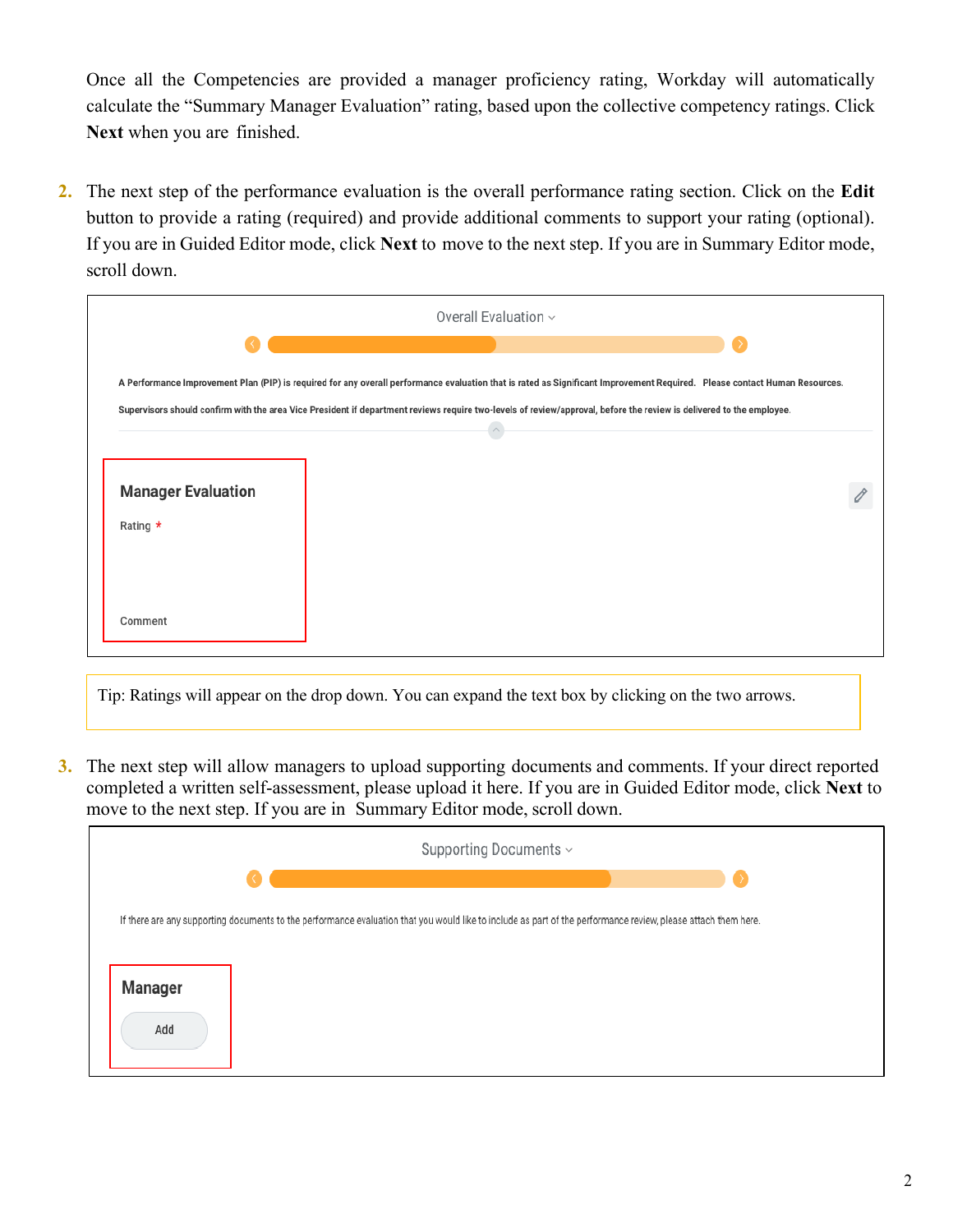Once all the Competencies are provided a manager proficiency rating, Workday will automatically calculate the "Summary Manager Evaluation" rating, based upon the collective competency ratings. Click **Next** when you are finished.

2. The next step of the performance evaluation is the overall performance rating section. Click on the **Edit** button to provide a rating (required) and provide additional comments to support your rating (optional). If you are in Guided Editor mode, click **Next** to move to the next step. If you are in Summary Editor mode, scroll down.

Overall Evaluation

A Performance Improvement Plan (PIP) is required for any overall performance evaluation that is rated as Significant Improvement Required. Please contact Human Resources.

Supervisors should confirm with the area Vice President if department reviews require two-levels of review/approval, before the review is delivered to the employee.

**Manager Evaluation**

Rating *

Comment

Tip: Ratings will appear on the drop down. You can expand the text box by clicking on the two arrows.

3. The next step will allow managers to upload supporting documents and comments. If your direct reported completed a written self-assessment, please upload it here. If you are in Guided Editor mode, click **Next** to move to the next step. If you are in Summary Editor mode, scroll down.

Supporting Documents

If there are any supporting documents to the performance evaluation that you would like to include as part of the performance review, please attach them here.

**Manager**

Add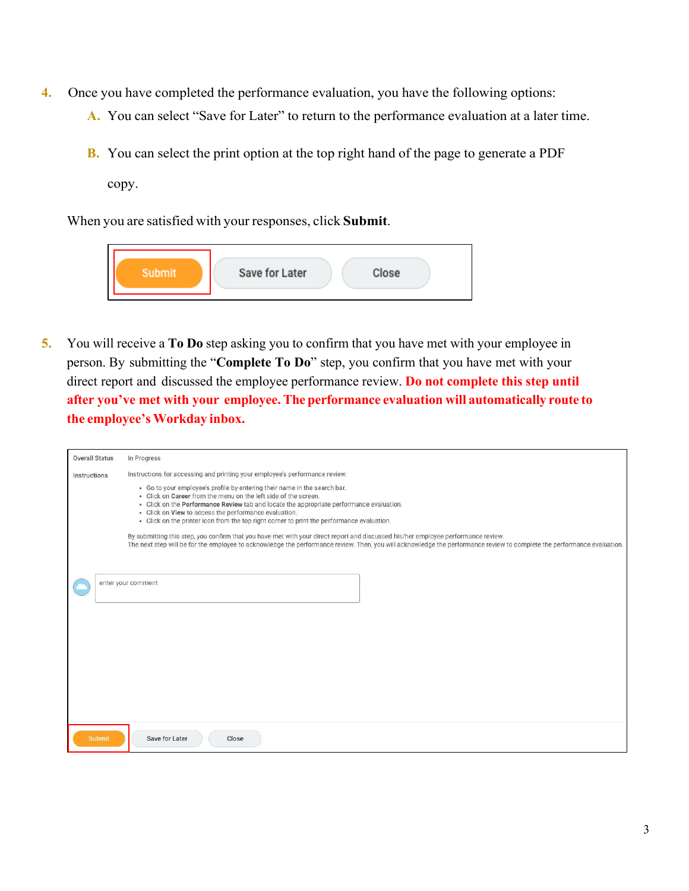4. Once you have completed the performance evaluation, you have the following options:
   A. You can select "Save for Later" to return to the performance evaluation at a later time.
   B. You can select the print option at the top right hand of the page to generate a PDF copy.

When you are satisfied with your responses, click **Submit**.

Submit | Save for Later | Close

5. You will receive a **To Do** step asking you to confirm that you have met with your employee in person. By submitting the "**Complete To Do**" step, you confirm that you have met with your direct report and discussed the employee performance review. **Do not complete this step until after you've met with your employee. The performance evaluation will automatically route to the employee's Workday inbox.**

Overall Status: In Progress

Instructions: Instructions for accessing and printing your employee's performance review:

- Go to your employee's profile by entering their name in the search bar.
- Click on **Career** from the menu on the left side of the screen.
- Click on the **Performance Review** tab and locate the appropriate performance evaluation.
- Click on **View** to access the performance evaluation.
- Click on the printer icon from the top right corner to print the performance evaluation.

By submitting this step, you confirm that you have met with your direct report and discussed his/her employee performance review.
The next step will be for the employee to acknowledge the performance review. Then, you will acknowledge the performance review to complete the performance evaluation.

enter your comment

Submit | Save for Later | Close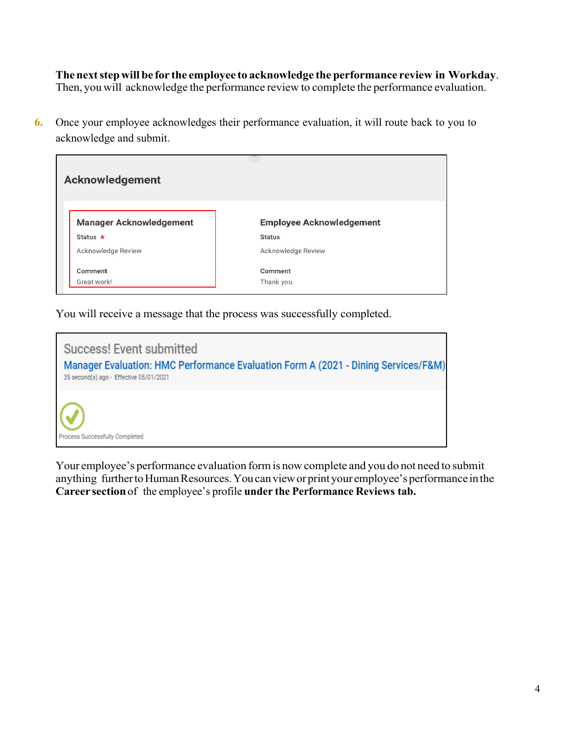**The next step will be for the employee to acknowledge the performance review in Workday**. Then, you will acknowledge the performance review to complete the performance evaluation.

6. Once your employee acknowledges their performance evaluation, it will route back to you to acknowledge and submit.

Acknowledgement

Manager Acknowledgement
Status *
Acknowledge Review
Comment
Great work!

Employee Acknowledgement
Status
Acknowledge Review
Comment
Thank you.

You will receive a message that the process was successfully completed.

Success! Event submitted
Manager Evaluation: HMC Performance Evaluation Form A (2021 - Dining Services/F&M)
35 second(s) ago - Effective 05/01/2021
Process Successfully Completed

Your employee's performance evaluation form is now complete and you do not need to submit anything further to Human Resources. You can view or print your employee's performance in the **Career section** of the employee's profile **under the Performance Reviews tab.**